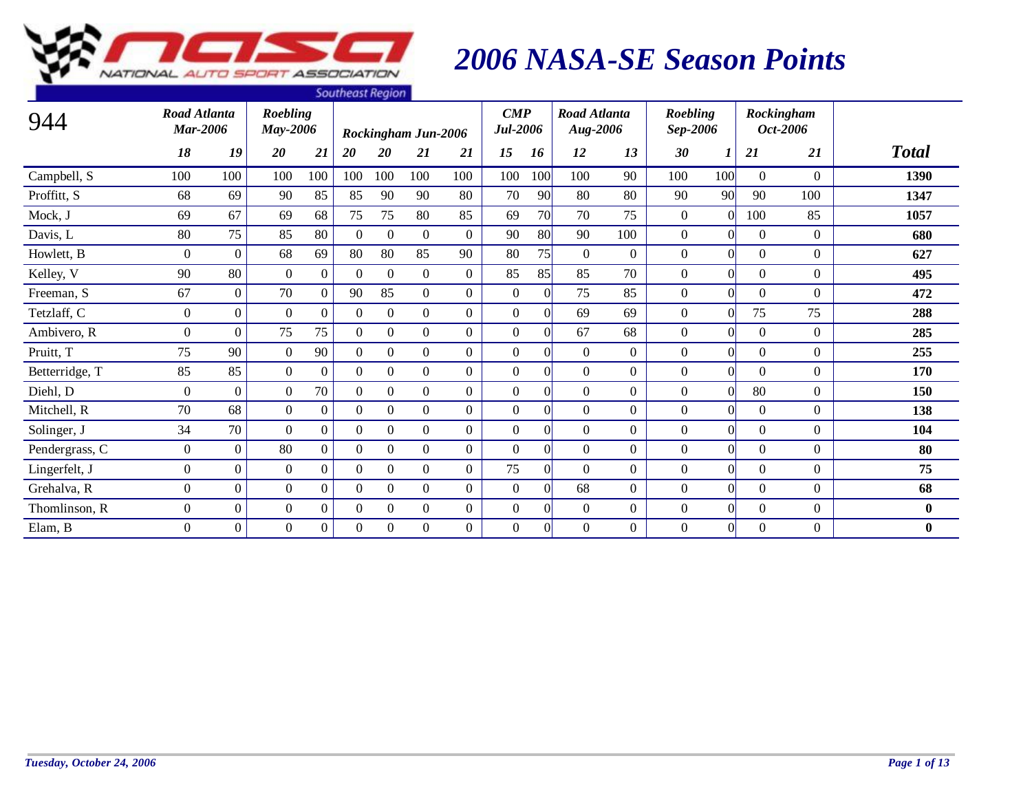# 2006 NASA-SE Season Points

| 944 | Road Atlanta Mar-2006 | | Roebling May-2006 | | Rockingham Jun-2006 | | | | CMP Jul-2006 | | Road Atlanta Aug-2006 | | Roebling Sep-2006 | | Rockingham Oct-2006 | | |
|---|---|---|---|---|---|---|---|---|---|---|---|---|---|---|---|---|---|
| | 18 | 19 | 20 | 21 | 20 | 20 | 21 | 21 | 15 | 16 | 12 | 13 | 30 | 1 | 21 | 21 | Total |
| Campbell, S | 100 | 100 | 100 | 100 | 100 | 100 | 100 | 100 | 100 | 100 | 100 | 90 | 100 | 100 | 0 | 0 | 1390 |
| Proffitt, S | 68 | 69 | 90 | 85 | 85 | 90 | 90 | 80 | 70 | 90 | 80 | 80 | 90 | 90 | 90 | 100 | 1347 |
| Mock, J | 69 | 67 | 69 | 68 | 75 | 75 | 80 | 85 | 69 | 70 | 70 | 75 | 0 | 0 | 100 | 85 | 1057 |
| Davis, L | 80 | 75 | 85 | 80 | 0 | 0 | 0 | 0 | 90 | 80 | 90 | 100 | 0 | 0 | 0 | 0 | 680 |
| Howlett, B | 0 | 0 | 68 | 69 | 80 | 80 | 85 | 90 | 80 | 75 | 0 | 0 | 0 | 0 | 0 | 0 | 627 |
| Kelley, V | 90 | 80 | 0 | 0 | 0 | 0 | 0 | 0 | 85 | 85 | 85 | 70 | 0 | 0 | 0 | 0 | 495 |
| Freeman, S | 67 | 0 | 70 | 0 | 90 | 85 | 0 | 0 | 0 | 0 | 75 | 85 | 0 | 0 | 0 | 0 | 472 |
| Tetzlaff, C | 0 | 0 | 0 | 0 | 0 | 0 | 0 | 0 | 0 | 0 | 69 | 69 | 0 | 0 | 75 | 75 | 288 |
| Ambivero, R | 0 | 0 | 75 | 75 | 0 | 0 | 0 | 0 | 0 | 0 | 67 | 68 | 0 | 0 | 0 | 0 | 285 |
| Pruitt, T | 75 | 90 | 0 | 90 | 0 | 0 | 0 | 0 | 0 | 0 | 0 | 0 | 0 | 0 | 0 | 0 | 255 |
| Betterridge, T | 85 | 85 | 0 | 0 | 0 | 0 | 0 | 0 | 0 | 0 | 0 | 0 | 0 | 0 | 0 | 0 | 170 |
| Diehl, D | 0 | 0 | 0 | 70 | 0 | 0 | 0 | 0 | 0 | 0 | 0 | 0 | 0 | 0 | 80 | 0 | 150 |
| Mitchell, R | 70 | 68 | 0 | 0 | 0 | 0 | 0 | 0 | 0 | 0 | 0 | 0 | 0 | 0 | 0 | 0 | 138 |
| Solinger, J | 34 | 70 | 0 | 0 | 0 | 0 | 0 | 0 | 0 | 0 | 0 | 0 | 0 | 0 | 0 | 0 | 104 |
| Pendergrass, C | 0 | 0 | 80 | 0 | 0 | 0 | 0 | 0 | 0 | 0 | 0 | 0 | 0 | 0 | 0 | 0 | 80 |
| Lingerfelt, J | 0 | 0 | 0 | 0 | 0 | 0 | 0 | 0 | 75 | 0 | 0 | 0 | 0 | 0 | 0 | 0 | 75 |
| Grehalva, R | 0 | 0 | 0 | 0 | 0 | 0 | 0 | 0 | 0 | 0 | 68 | 0 | 0 | 0 | 0 | 0 | 68 |
| Thomlinson, R | 0 | 0 | 0 | 0 | 0 | 0 | 0 | 0 | 0 | 0 | 0 | 0 | 0 | 0 | 0 | 0 | 0 |
| Elam, B | 0 | 0 | 0 | 0 | 0 | 0 | 0 | 0 | 0 | 0 | 0 | 0 | 0 | 0 | 0 | 0 | 0 |

*Tuesday, October 24, 2006*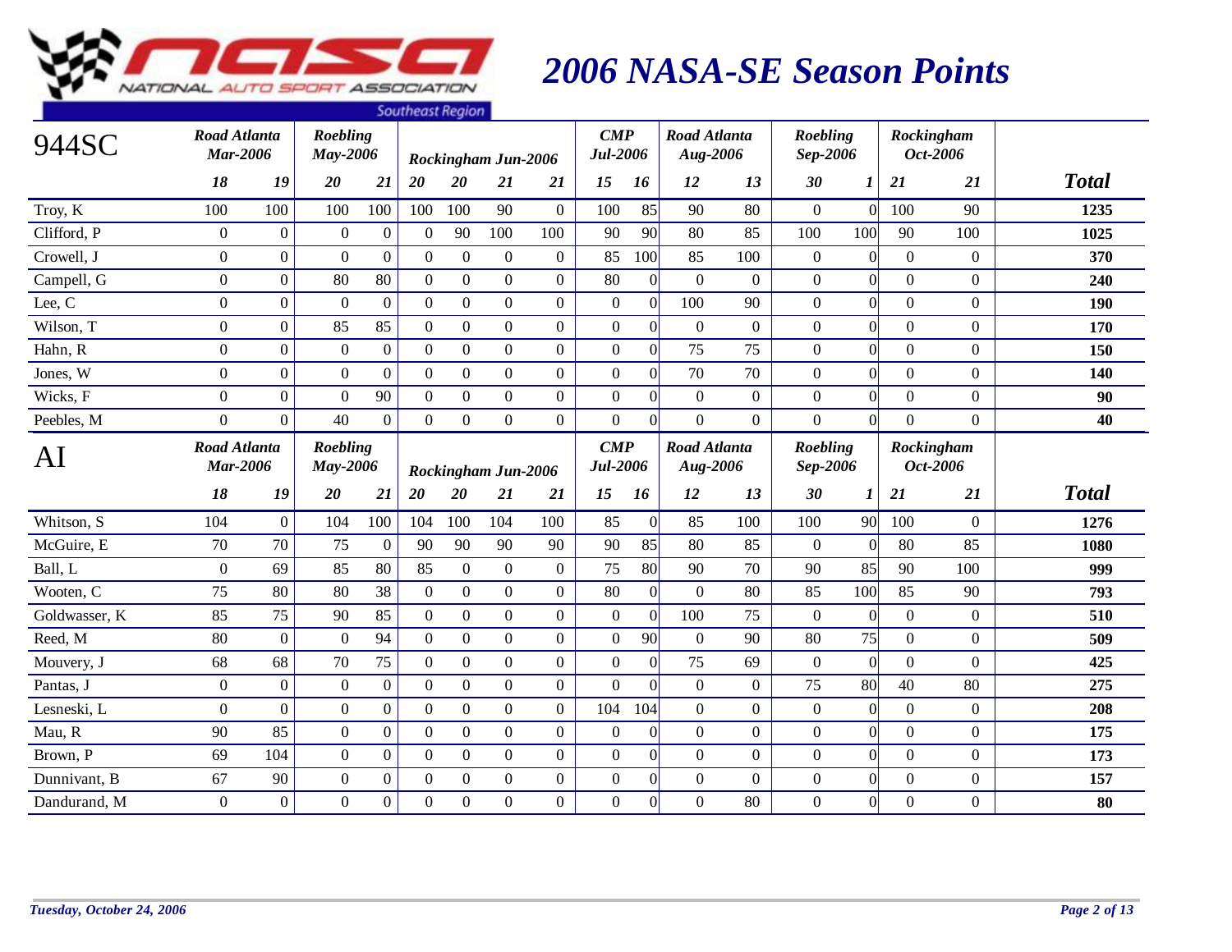# 2006 NASA-SE Season Points

| 944SC | Road Atlanta Mar-2006 | | Roebling May-2006 | | Rockingham Jun-2006 | | | | CMP Jul-2006 | | Road Atlanta Aug-2006 | | Roebling Sep-2006 | | Rockingham Oct-2006 | | |
|---|---|---|---|---|---|---|---|---|---|---|---|---|---|---|---|---|---|
| | 18 | 19 | 20 | 21 | 20 | 20 | 21 | 21 | 15 | 16 | 12 | 13 | 30 | 1 | 21 | 21 | **Total** |
| Troy, K | 100 | 100 | 100 | 100 | 100 | 100 | 90 | 0 | 100 | 85 | 90 | 80 | 0 | 0 | 100 | 90 | **1235** |
| Clifford, P | 0 | 0 | 0 | 0 | 0 | 90 | 100 | 100 | 90 | 90 | 80 | 85 | 100 | 100 | 90 | 100 | **1025** |
| Crowell, J | 0 | 0 | 0 | 0 | 0 | 0 | 0 | 0 | 85 | 100 | 85 | 100 | 0 | 0 | 0 | 0 | **370** |
| Campell, G | 0 | 0 | 80 | 80 | 0 | 0 | 0 | 0 | 80 | 0 | 0 | 0 | 0 | 0 | 0 | 0 | **240** |
| Lee, C | 0 | 0 | 0 | 0 | 0 | 0 | 0 | 0 | 0 | 0 | 100 | 90 | 0 | 0 | 0 | 0 | **190** |
| Wilson, T | 0 | 0 | 85 | 85 | 0 | 0 | 0 | 0 | 0 | 0 | 0 | 0 | 0 | 0 | 0 | 0 | **170** |
| Hahn, R | 0 | 0 | 0 | 0 | 0 | 0 | 0 | 0 | 0 | 0 | 75 | 75 | 0 | 0 | 0 | 0 | **150** |
| Jones, W | 0 | 0 | 0 | 0 | 0 | 0 | 0 | 0 | 0 | 0 | 70 | 70 | 0 | 0 | 0 | 0 | **140** |
| Wicks, F | 0 | 0 | 0 | 90 | 0 | 0 | 0 | 0 | 0 | 0 | 0 | 0 | 0 | 0 | 0 | 0 | **90** |
| Peebles, M | 0 | 0 | 40 | 0 | 0 | 0 | 0 | 0 | 0 | 0 | 0 | 0 | 0 | 0 | 0 | 0 | **40** |

| AI | Road Atlanta Mar-2006 | | Roebling May-2006 | | Rockingham Jun-2006 | | | | CMP Jul-2006 | | Road Atlanta Aug-2006 | | Roebling Sep-2006 | | Rockingham Oct-2006 | | |
|---|---|---|---|---|---|---|---|---|---|---|---|---|---|---|---|---|---|
| | 18 | 19 | 20 | 21 | 20 | 20 | 21 | 21 | 15 | 16 | 12 | 13 | 30 | 1 | 21 | 21 | **Total** |
| Whitson, S | 104 | 0 | 104 | 100 | 104 | 100 | 104 | 100 | 85 | 0 | 85 | 100 | 100 | 90 | 100 | 0 | **1276** |
| McGuire, E | 70 | 70 | 75 | 0 | 90 | 90 | 90 | 90 | 90 | 85 | 80 | 85 | 0 | 0 | 80 | 85 | **1080** |
| Ball, L | 0 | 69 | 85 | 80 | 85 | 0 | 0 | 0 | 75 | 80 | 90 | 70 | 90 | 85 | 90 | 100 | **999** |
| Wooten, C | 75 | 80 | 80 | 38 | 0 | 0 | 0 | 0 | 80 | 0 | 0 | 80 | 85 | 100 | 85 | 90 | **793** |
| Goldwasser, K | 85 | 75 | 90 | 85 | 0 | 0 | 0 | 0 | 0 | 0 | 100 | 75 | 0 | 0 | 0 | 0 | **510** |
| Reed, M | 80 | 0 | 0 | 94 | 0 | 0 | 0 | 0 | 0 | 90 | 0 | 90 | 80 | 75 | 0 | 0 | **509** |
| Mouvery, J | 68 | 68 | 70 | 75 | 0 | 0 | 0 | 0 | 0 | 0 | 75 | 69 | 0 | 0 | 0 | 0 | **425** |
| Pantas, J | 0 | 0 | 0 | 0 | 0 | 0 | 0 | 0 | 0 | 0 | 0 | 0 | 75 | 80 | 40 | 80 | **275** |
| Lesneski, L | 0 | 0 | 0 | 0 | 0 | 0 | 0 | 0 | 104 | 104 | 0 | 0 | 0 | 0 | 0 | 0 | **208** |
| Mau, R | 90 | 85 | 0 | 0 | 0 | 0 | 0 | 0 | 0 | 0 | 0 | 0 | 0 | 0 | 0 | 0 | **175** |
| Brown, P | 69 | 104 | 0 | 0 | 0 | 0 | 0 | 0 | 0 | 0 | 0 | 0 | 0 | 0 | 0 | 0 | **173** |
| Dunnivant, B | 67 | 90 | 0 | 0 | 0 | 0 | 0 | 0 | 0 | 0 | 0 | 0 | 0 | 0 | 0 | 0 | **157** |
| Dandurand, M | 0 | 0 | 0 | 0 | 0 | 0 | 0 | 0 | 0 | 0 | 0 | 80 | 0 | 0 | 0 | 0 | **80** |

*Tuesday, October 24, 2006*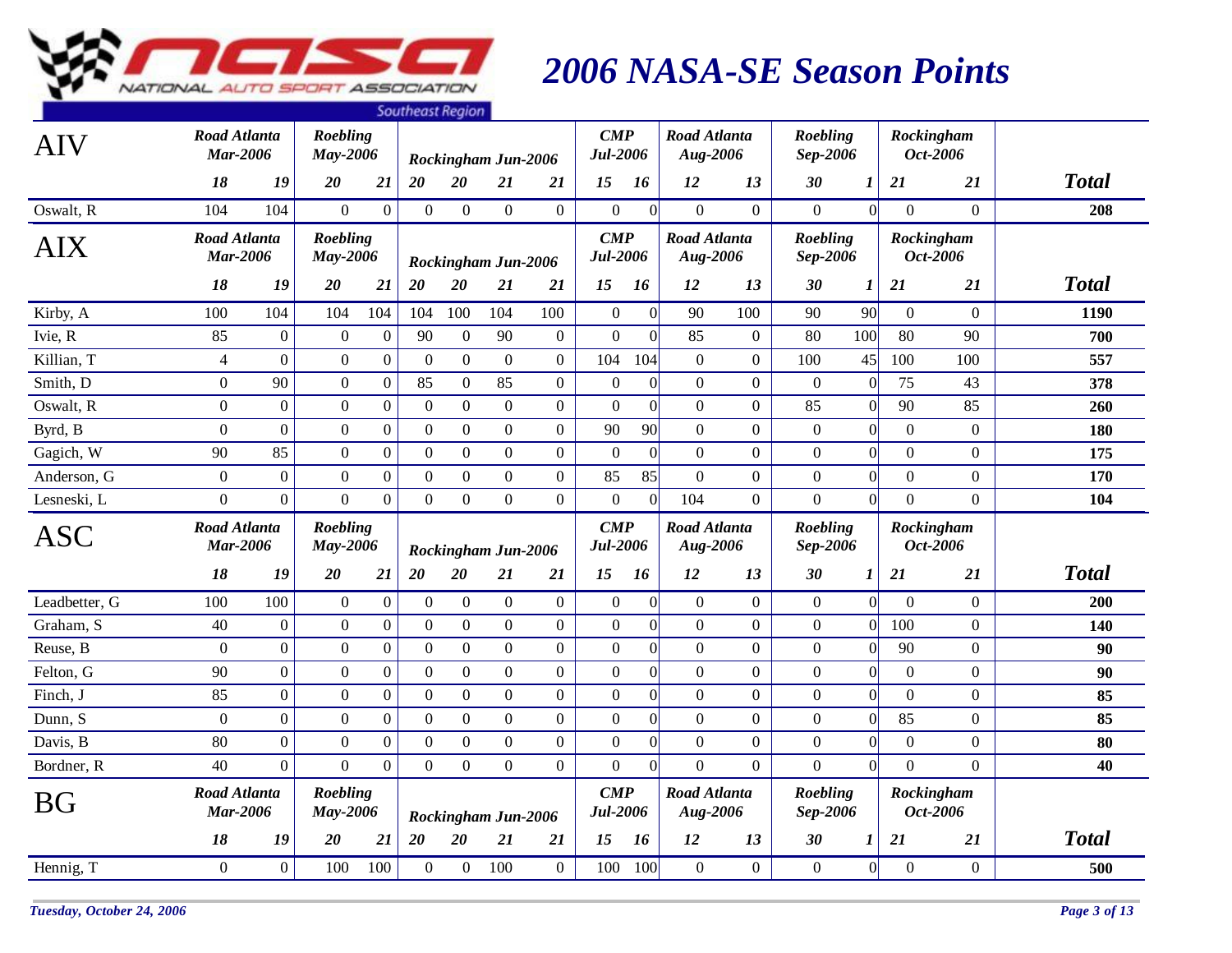# 2006 NASA-SE Season Points

## AIV

| AIV | Road Atlanta Mar-2006 | | Roebling May-2006 | | Rockingham Jun-2006 | | | | CMP Jul-2006 | | Road Atlanta Aug-2006 | | Roebling Sep-2006 | | Rockingham Oct-2006 | | |
|---|---|---|---|---|---|---|---|---|---|---|---|---|---|---|---|---|---|
| | 18 | 19 | 20 | 21 | 20 | 20 | 21 | 21 | 15 | 16 | 12 | 13 | 30 | 1 | 21 | 21 | Total |
| Oswalt, R | 104 | 104 | 0 | 0 | 0 | 0 | 0 | 0 | 0 | 0 | 0 | 0 | 0 | 0 | 0 | 0 | 208 |

## AIX

| AIX | Road Atlanta Mar-2006 | | Roebling May-2006 | | Rockingham Jun-2006 | | | | CMP Jul-2006 | | Road Atlanta Aug-2006 | | Roebling Sep-2006 | | Rockingham Oct-2006 | | |
|---|---|---|---|---|---|---|---|---|---|---|---|---|---|---|---|---|---|
| | 18 | 19 | 20 | 21 | 20 | 20 | 21 | 21 | 15 | 16 | 12 | 13 | 30 | 1 | 21 | 21 | Total |
| Kirby, A | 100 | 104 | 104 | 104 | 104 | 100 | 104 | 100 | 0 | 0 | 90 | 100 | 90 | 90 | 0 | 0 | 1190 |
| Ivie, R | 85 | 0 | 0 | 0 | 90 | 0 | 90 | 0 | 0 | 0 | 85 | 0 | 80 | 100 | 80 | 90 | 700 |
| Killian, T | 4 | 0 | 0 | 0 | 0 | 0 | 0 | 0 | 104 | 104 | 0 | 0 | 100 | 45 | 100 | 100 | 557 |
| Smith, D | 0 | 90 | 0 | 0 | 85 | 0 | 85 | 0 | 0 | 0 | 0 | 0 | 0 | 0 | 75 | 43 | 378 |
| Oswalt, R | 0 | 0 | 0 | 0 | 0 | 0 | 0 | 0 | 0 | 0 | 0 | 0 | 85 | 0 | 90 | 85 | 260 |
| Byrd, B | 0 | 0 | 0 | 0 | 0 | 0 | 0 | 0 | 90 | 90 | 0 | 0 | 0 | 0 | 0 | 0 | 180 |
| Gagich, W | 90 | 85 | 0 | 0 | 0 | 0 | 0 | 0 | 0 | 0 | 0 | 0 | 0 | 0 | 0 | 0 | 175 |
| Anderson, G | 0 | 0 | 0 | 0 | 0 | 0 | 0 | 0 | 85 | 85 | 0 | 0 | 0 | 0 | 0 | 0 | 170 |
| Lesneski, L | 0 | 0 | 0 | 0 | 0 | 0 | 0 | 0 | 0 | 0 | 104 | 0 | 0 | 0 | 0 | 0 | 104 |

## ASC

| ASC | Road Atlanta Mar-2006 | | Roebling May-2006 | | Rockingham Jun-2006 | | | | CMP Jul-2006 | | Road Atlanta Aug-2006 | | Roebling Sep-2006 | | Rockingham Oct-2006 | | |
|---|---|---|---|---|---|---|---|---|---|---|---|---|---|---|---|---|---|
| | 18 | 19 | 20 | 21 | 20 | 20 | 21 | 21 | 15 | 16 | 12 | 13 | 30 | 1 | 21 | 21 | Total |
| Leadbetter, G | 100 | 100 | 0 | 0 | 0 | 0 | 0 | 0 | 0 | 0 | 0 | 0 | 0 | 0 | 0 | 0 | 200 |
| Graham, S | 40 | 0 | 0 | 0 | 0 | 0 | 0 | 0 | 0 | 0 | 0 | 0 | 0 | 0 | 100 | 0 | 140 |
| Reuse, B | 0 | 0 | 0 | 0 | 0 | 0 | 0 | 0 | 0 | 0 | 0 | 0 | 0 | 0 | 90 | 0 | 90 |
| Felton, G | 90 | 0 | 0 | 0 | 0 | 0 | 0 | 0 | 0 | 0 | 0 | 0 | 0 | 0 | 0 | 0 | 90 |
| Finch, J | 85 | 0 | 0 | 0 | 0 | 0 | 0 | 0 | 0 | 0 | 0 | 0 | 0 | 0 | 0 | 0 | 85 |
| Dunn, S | 0 | 0 | 0 | 0 | 0 | 0 | 0 | 0 | 0 | 0 | 0 | 0 | 0 | 0 | 85 | 0 | 85 |
| Davis, B | 80 | 0 | 0 | 0 | 0 | 0 | 0 | 0 | 0 | 0 | 0 | 0 | 0 | 0 | 0 | 0 | 80 |
| Bordner, R | 40 | 0 | 0 | 0 | 0 | 0 | 0 | 0 | 0 | 0 | 0 | 0 | 0 | 0 | 0 | 0 | 40 |

## BG

| BG | Road Atlanta Mar-2006 | | Roebling May-2006 | | Rockingham Jun-2006 | | | | CMP Jul-2006 | | Road Atlanta Aug-2006 | | Roebling Sep-2006 | | Rockingham Oct-2006 | | |
|---|---|---|---|---|---|---|---|---|---|---|---|---|---|---|---|---|---|
| | 18 | 19 | 20 | 21 | 20 | 20 | 21 | 21 | 15 | 16 | 12 | 13 | 30 | 1 | 21 | 21 | Total |
| Hennig, T | 0 | 0 | 100 | 100 | 0 | 0 | 100 | 0 | 100 | 100 | 0 | 0 | 0 | 0 | 0 | 0 | 500 |

*Tuesday, October 24, 2006*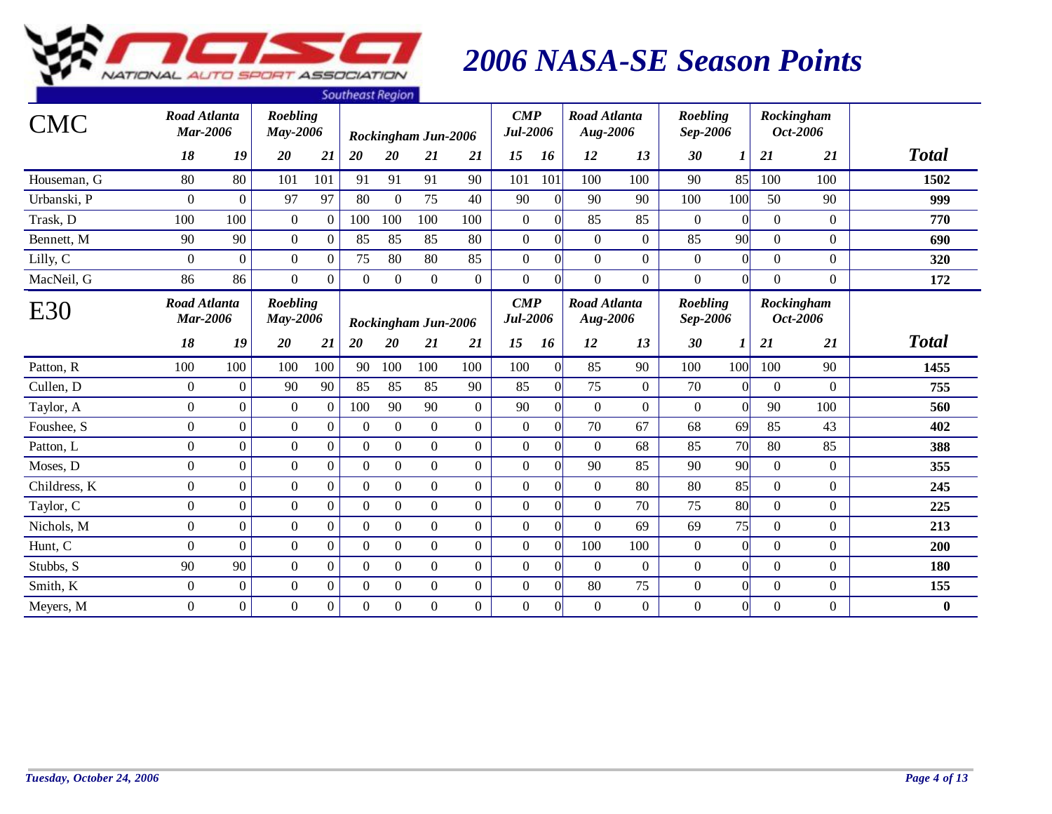# 2006 NASA-SE Season Points

| CMC | Road Atlanta Mar-2006 | | Roebling May-2006 | | Rockingham Jun-2006 | | | | CMP Jul-2006 | | Road Atlanta Aug-2006 | | Roebling Sep-2006 | | Rockingham Oct-2006 | | |
|---|---|---|---|---|---|---|---|---|---|---|---|---|---|---|---|---|---|
| | 18 | 19 | 20 | 21 | 20 | 20 | 21 | 21 | 15 | 16 | 12 | 13 | 30 | 1 | 21 | 21 | **Total** |
| Houseman, G | 80 | 80 | 101 | 101 | 91 | 91 | 91 | 90 | 101 | 101 | 100 | 100 | 90 | 85 | 100 | 100 | **1502** |
| Urbanski, P | 0 | 0 | 97 | 97 | 80 | 0 | 75 | 40 | 90 | 0 | 90 | 90 | 100 | 100 | 50 | 90 | **999** |
| Trask, D | 100 | 100 | 0 | 0 | 100 | 100 | 100 | 100 | 0 | 0 | 85 | 85 | 0 | 0 | 0 | 0 | **770** |
| Bennett, M | 90 | 90 | 0 | 0 | 85 | 85 | 85 | 80 | 0 | 0 | 0 | 0 | 85 | 90 | 0 | 0 | **690** |
| Lilly, C | 0 | 0 | 0 | 0 | 75 | 80 | 80 | 85 | 0 | 0 | 0 | 0 | 0 | 0 | 0 | 0 | **320** |
| MacNeil, G | 86 | 86 | 0 | 0 | 0 | 0 | 0 | 0 | 0 | 0 | 0 | 0 | 0 | 0 | 0 | 0 | **172** |

| E30 | Road Atlanta Mar-2006 | | Roebling May-2006 | | Rockingham Jun-2006 | | | | CMP Jul-2006 | | Road Atlanta Aug-2006 | | Roebling Sep-2006 | | Rockingham Oct-2006 | | |
|---|---|---|---|---|---|---|---|---|---|---|---|---|---|---|---|---|---|
| | 18 | 19 | 20 | 21 | 20 | 20 | 21 | 21 | 15 | 16 | 12 | 13 | 30 | 1 | 21 | 21 | **Total** |
| Patton, R | 100 | 100 | 100 | 100 | 90 | 100 | 100 | 100 | 100 | 0 | 85 | 90 | 100 | 100 | 100 | 90 | **1455** |
| Cullen, D | 0 | 0 | 90 | 90 | 85 | 85 | 85 | 90 | 85 | 0 | 75 | 0 | 70 | 0 | 0 | 0 | **755** |
| Taylor, A | 0 | 0 | 0 | 0 | 100 | 90 | 90 | 0 | 90 | 0 | 0 | 0 | 0 | 0 | 90 | 100 | **560** |
| Foushee, S | 0 | 0 | 0 | 0 | 0 | 0 | 0 | 0 | 0 | 0 | 70 | 67 | 68 | 69 | 85 | 43 | **402** |
| Patton, L | 0 | 0 | 0 | 0 | 0 | 0 | 0 | 0 | 0 | 0 | 0 | 68 | 85 | 70 | 80 | 85 | **388** |
| Moses, D | 0 | 0 | 0 | 0 | 0 | 0 | 0 | 0 | 0 | 0 | 90 | 85 | 90 | 90 | 0 | 0 | **355** |
| Childress, K | 0 | 0 | 0 | 0 | 0 | 0 | 0 | 0 | 0 | 0 | 0 | 80 | 80 | 85 | 0 | 0 | **245** |
| Taylor, C | 0 | 0 | 0 | 0 | 0 | 0 | 0 | 0 | 0 | 0 | 0 | 70 | 75 | 80 | 0 | 0 | **225** |
| Nichols, M | 0 | 0 | 0 | 0 | 0 | 0 | 0 | 0 | 0 | 0 | 0 | 69 | 69 | 75 | 0 | 0 | **213** |
| Hunt, C | 0 | 0 | 0 | 0 | 0 | 0 | 0 | 0 | 0 | 0 | 100 | 100 | 0 | 0 | 0 | 0 | **200** |
| Stubbs, S | 90 | 90 | 0 | 0 | 0 | 0 | 0 | 0 | 0 | 0 | 0 | 0 | 0 | 0 | 0 | 0 | **180** |
| Smith, K | 0 | 0 | 0 | 0 | 0 | 0 | 0 | 0 | 0 | 0 | 80 | 75 | 0 | 0 | 0 | 0 | **155** |
| Meyers, M | 0 | 0 | 0 | 0 | 0 | 0 | 0 | 0 | 0 | 0 | 0 | 0 | 0 | 0 | 0 | 0 | **0** |

*Tuesday, October 24, 2006*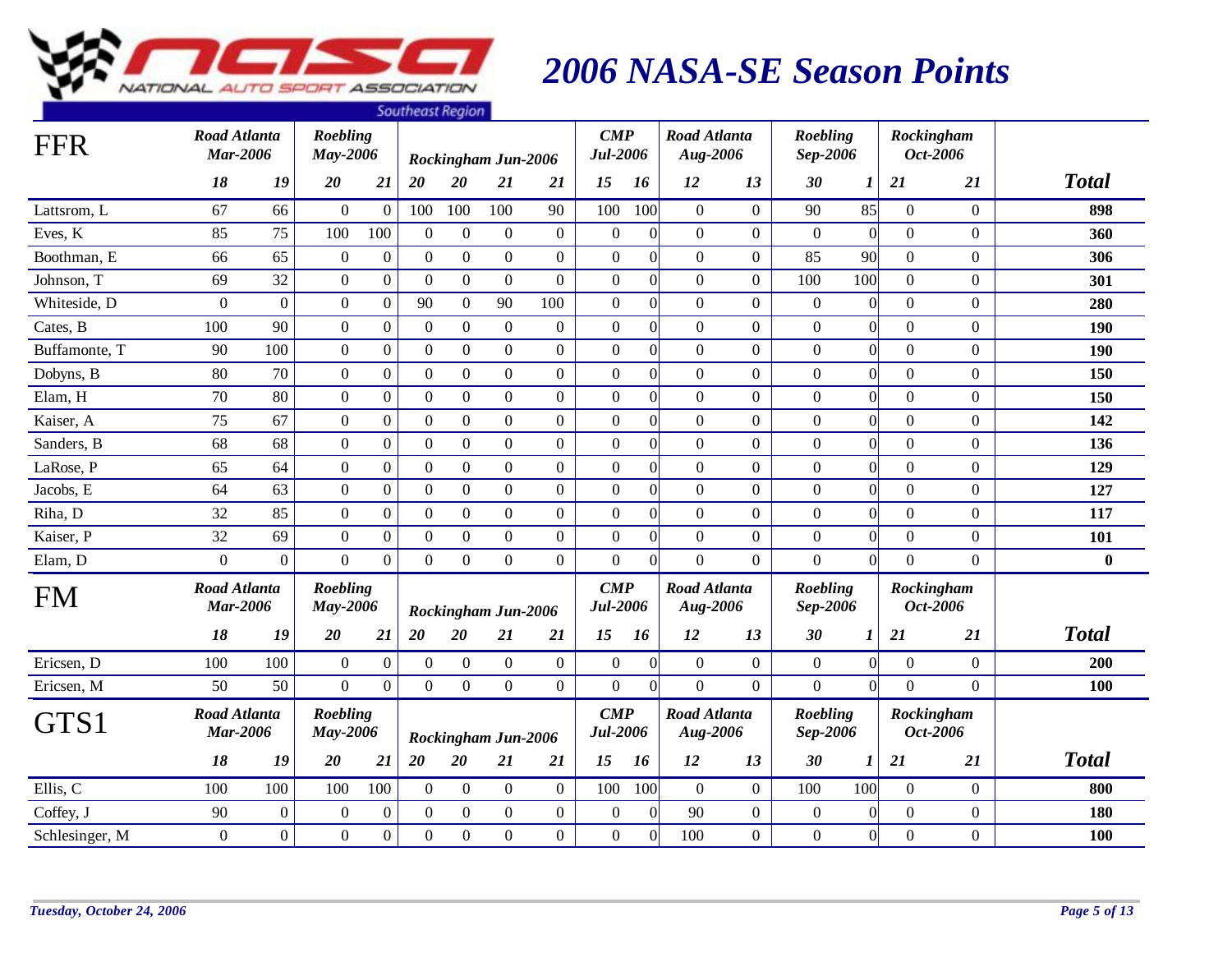# 2006 NASA-SE Season Points

National Auto Sport Association — Southeast Region

| FFR | Road Atlanta Mar-2006 | | Roebling May-2006 | | Rockingham Jun-2006 | | | | CMP Jul-2006 | | Road Atlanta Aug-2006 | | Roebling Sep-2006 | | Rockingham Oct-2006 | | |
|---|---|---|---|---|---|---|---|---|---|---|---|---|---|---|---|---|---|
| | 18 | 19 | 20 | 21 | 20 | 20 | 21 | 21 | 15 | 16 | 12 | 13 | 30 | 1 | 21 | 21 | **Total** |
| Lattsrom, L | 67 | 66 | 0 | 0 | 100 | 100 | 100 | 90 | 100 | 100 | 0 | 0 | 90 | 85 | 0 | 0 | **898** |
| Eves, K | 85 | 75 | 100 | 100 | 0 | 0 | 0 | 0 | 0 | 0 | 0 | 0 | 0 | 0 | 0 | 0 | **360** |
| Boothman, E | 66 | 65 | 0 | 0 | 0 | 0 | 0 | 0 | 0 | 0 | 0 | 0 | 85 | 90 | 0 | 0 | **306** |
| Johnson, T | 69 | 32 | 0 | 0 | 0 | 0 | 0 | 0 | 0 | 0 | 0 | 0 | 100 | 100 | 0 | 0 | **301** |
| Whiteside, D | 0 | 0 | 0 | 0 | 90 | 0 | 90 | 100 | 0 | 0 | 0 | 0 | 0 | 0 | 0 | 0 | **280** |
| Cates, B | 100 | 90 | 0 | 0 | 0 | 0 | 0 | 0 | 0 | 0 | 0 | 0 | 0 | 0 | 0 | 0 | **190** |
| Buffamonte, T | 90 | 100 | 0 | 0 | 0 | 0 | 0 | 0 | 0 | 0 | 0 | 0 | 0 | 0 | 0 | 0 | **190** |
| Dobyns, B | 80 | 70 | 0 | 0 | 0 | 0 | 0 | 0 | 0 | 0 | 0 | 0 | 0 | 0 | 0 | 0 | **150** |
| Elam, H | 70 | 80 | 0 | 0 | 0 | 0 | 0 | 0 | 0 | 0 | 0 | 0 | 0 | 0 | 0 | 0 | **150** |
| Kaiser, A | 75 | 67 | 0 | 0 | 0 | 0 | 0 | 0 | 0 | 0 | 0 | 0 | 0 | 0 | 0 | 0 | **142** |
| Sanders, B | 68 | 68 | 0 | 0 | 0 | 0 | 0 | 0 | 0 | 0 | 0 | 0 | 0 | 0 | 0 | 0 | **136** |
| LaRose, P | 65 | 64 | 0 | 0 | 0 | 0 | 0 | 0 | 0 | 0 | 0 | 0 | 0 | 0 | 0 | 0 | **129** |
| Jacobs, E | 64 | 63 | 0 | 0 | 0 | 0 | 0 | 0 | 0 | 0 | 0 | 0 | 0 | 0 | 0 | 0 | **127** |
| Riha, D | 32 | 85 | 0 | 0 | 0 | 0 | 0 | 0 | 0 | 0 | 0 | 0 | 0 | 0 | 0 | 0 | **117** |
| Kaiser, P | 32 | 69 | 0 | 0 | 0 | 0 | 0 | 0 | 0 | 0 | 0 | 0 | 0 | 0 | 0 | 0 | **101** |
| Elam, D | 0 | 0 | 0 | 0 | 0 | 0 | 0 | 0 | 0 | 0 | 0 | 0 | 0 | 0 | 0 | 0 | **0** |

| FM | Road Atlanta Mar-2006 | | Roebling May-2006 | | Rockingham Jun-2006 | | | | CMP Jul-2006 | | Road Atlanta Aug-2006 | | Roebling Sep-2006 | | Rockingham Oct-2006 | | |
|---|---|---|---|---|---|---|---|---|---|---|---|---|---|---|---|---|---|
| | 18 | 19 | 20 | 21 | 20 | 20 | 21 | 21 | 15 | 16 | 12 | 13 | 30 | 1 | 21 | 21 | **Total** |
| Ericsen, D | 100 | 100 | 0 | 0 | 0 | 0 | 0 | 0 | 0 | 0 | 0 | 0 | 0 | 0 | 0 | 0 | **200** |
| Ericsen, M | 50 | 50 | 0 | 0 | 0 | 0 | 0 | 0 | 0 | 0 | 0 | 0 | 0 | 0 | 0 | 0 | **100** |

| GTS1 | Road Atlanta Mar-2006 | | Roebling May-2006 | | Rockingham Jun-2006 | | | | CMP Jul-2006 | | Road Atlanta Aug-2006 | | Roebling Sep-2006 | | Rockingham Oct-2006 | | |
|---|---|---|---|---|---|---|---|---|---|---|---|---|---|---|---|---|---|
| | 18 | 19 | 20 | 21 | 20 | 20 | 21 | 21 | 15 | 16 | 12 | 13 | 30 | 1 | 21 | 21 | **Total** |
| Ellis, C | 100 | 100 | 100 | 100 | 0 | 0 | 0 | 0 | 100 | 100 | 0 | 0 | 100 | 100 | 0 | 0 | **800** |
| Coffey, J | 90 | 0 | 0 | 0 | 0 | 0 | 0 | 0 | 0 | 0 | 90 | 0 | 0 | 0 | 0 | 0 | **180** |
| Schlesinger, M | 0 | 0 | 0 | 0 | 0 | 0 | 0 | 0 | 0 | 0 | 100 | 0 | 0 | 0 | 0 | 0 | **100** |

*Tuesday, October 24, 2006*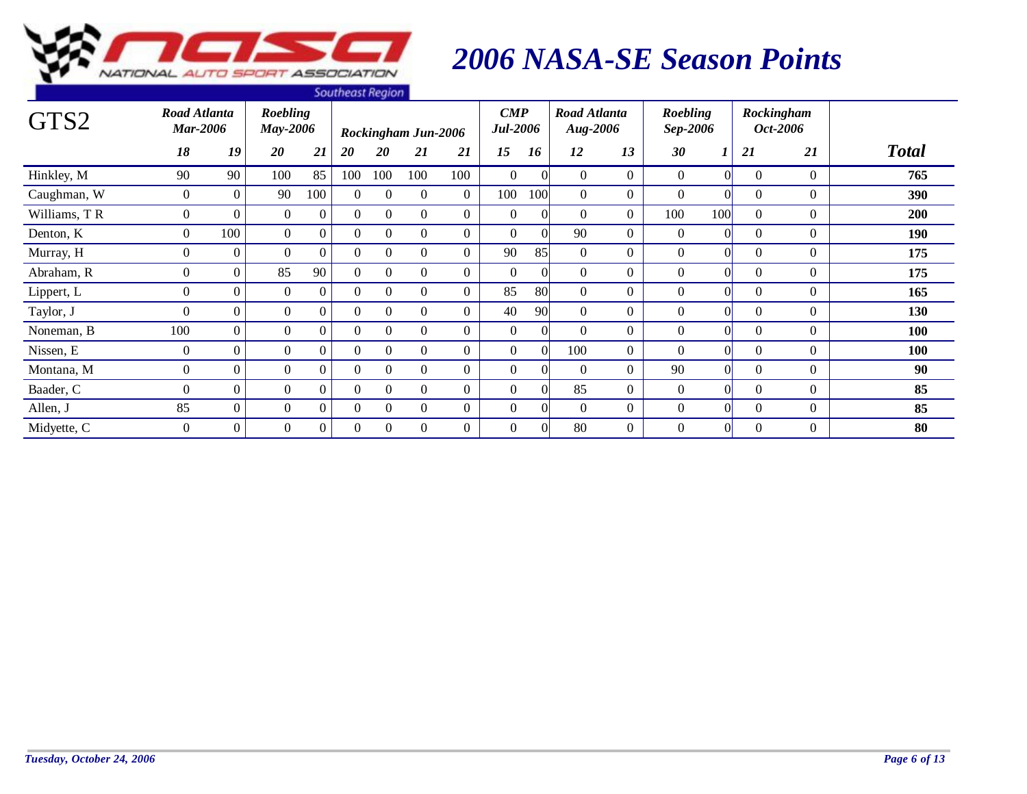# 2006 NASA-SE Season Points

| GTS2 | Road Atlanta Mar-2006 | | Roebling May-2006 | | Rockingham Jun-2006 | | | | CMP Jul-2006 | | Road Atlanta Aug-2006 | | Roebling Sep-2006 | | Rockingham Oct-2006 | | |
|---|---|---|---|---|---|---|---|---|---|---|---|---|---|---|---|---|---|
| | 18 | 19 | 20 | 21 | 20 | 20 | 21 | 21 | 15 | 16 | 12 | 13 | 30 | 1 | 21 | 21 | **Total** |
| Hinkley, M | 90 | 90 | 100 | 85 | 100 | 100 | 100 | 100 | 0 | 0 | 0 | 0 | 0 | 0 | 0 | 0 | **765** |
| Caughman, W | 0 | 0 | 90 | 100 | 0 | 0 | 0 | 0 | 100 | 100 | 0 | 0 | 0 | 0 | 0 | 0 | **390** |
| Williams, T R | 0 | 0 | 0 | 0 | 0 | 0 | 0 | 0 | 0 | 0 | 0 | 0 | 100 | 100 | 0 | 0 | **200** |
| Denton, K | 0 | 100 | 0 | 0 | 0 | 0 | 0 | 0 | 0 | 0 | 90 | 0 | 0 | 0 | 0 | 0 | **190** |
| Murray, H | 0 | 0 | 0 | 0 | 0 | 0 | 0 | 0 | 90 | 85 | 0 | 0 | 0 | 0 | 0 | 0 | **175** |
| Abraham, R | 0 | 0 | 85 | 90 | 0 | 0 | 0 | 0 | 0 | 0 | 0 | 0 | 0 | 0 | 0 | 0 | **175** |
| Lippert, L | 0 | 0 | 0 | 0 | 0 | 0 | 0 | 0 | 85 | 80 | 0 | 0 | 0 | 0 | 0 | 0 | **165** |
| Taylor, J | 0 | 0 | 0 | 0 | 0 | 0 | 0 | 0 | 40 | 90 | 0 | 0 | 0 | 0 | 0 | 0 | **130** |
| Noneman, B | 100 | 0 | 0 | 0 | 0 | 0 | 0 | 0 | 0 | 0 | 0 | 0 | 0 | 0 | 0 | 0 | **100** |
| Nissen, E | 0 | 0 | 0 | 0 | 0 | 0 | 0 | 0 | 0 | 0 | 100 | 0 | 0 | 0 | 0 | 0 | **100** |
| Montana, M | 0 | 0 | 0 | 0 | 0 | 0 | 0 | 0 | 0 | 0 | 0 | 0 | 90 | 0 | 0 | 0 | **90** |
| Baader, C | 0 | 0 | 0 | 0 | 0 | 0 | 0 | 0 | 0 | 0 | 85 | 0 | 0 | 0 | 0 | 0 | **85** |
| Allen, J | 85 | 0 | 0 | 0 | 0 | 0 | 0 | 0 | 0 | 0 | 0 | 0 | 0 | 0 | 0 | 0 | **85** |
| Midyette, C | 0 | 0 | 0 | 0 | 0 | 0 | 0 | 0 | 0 | 0 | 80 | 0 | 0 | 0 | 0 | 0 | **80** |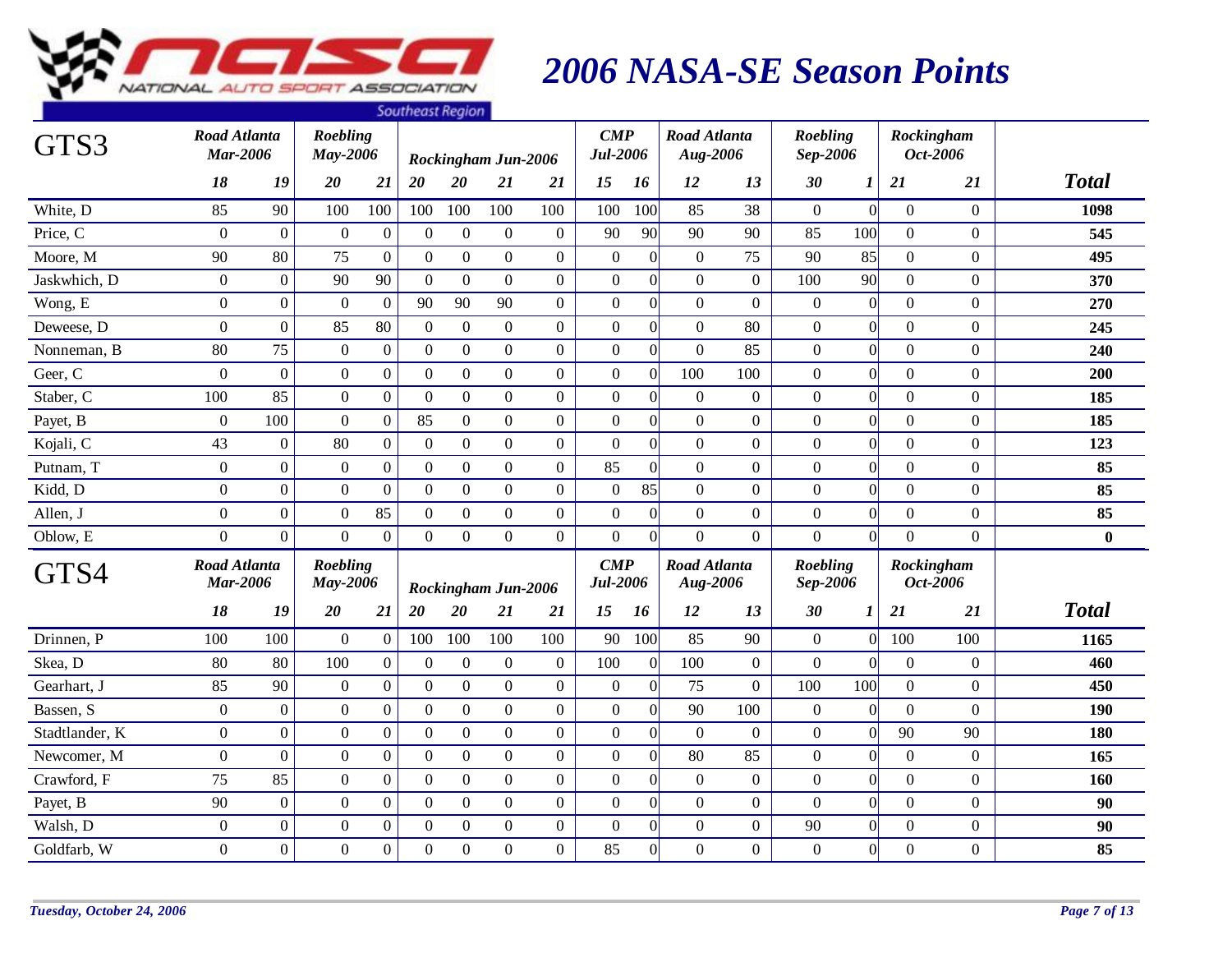# 2006 NASA-SE Season Points

National Auto Sport Association — Southeast Region

| GTS3 | Road Atlanta Mar-2006 | | Roebling May-2006 | | Rockingham Jun-2006 | | | | CMP Jul-2006 | | Road Atlanta Aug-2006 | | Roebling Sep-2006 | | Rockingham Oct-2006 | | |
|---|---|---|---|---|---|---|---|---|---|---|---|---|---|---|---|---|---|
| | 18 | 19 | 20 | 21 | 20 | 20 | 21 | 21 | 15 | 16 | 12 | 13 | 30 | 1 | 21 | 21 | **Total** |
| White, D | 85 | 90 | 100 | 100 | 100 | 100 | 100 | 100 | 100 | 100 | 85 | 38 | 0 | 0 | 0 | 0 | **1098** |
| Price, C | 0 | 0 | 0 | 0 | 0 | 0 | 0 | 0 | 90 | 90 | 90 | 90 | 85 | 100 | 0 | 0 | **545** |
| Moore, M | 90 | 80 | 75 | 0 | 0 | 0 | 0 | 0 | 0 | 0 | 0 | 75 | 90 | 85 | 0 | 0 | **495** |
| Jaskwhich, D | 0 | 0 | 90 | 90 | 0 | 0 | 0 | 0 | 0 | 0 | 0 | 0 | 100 | 90 | 0 | 0 | **370** |
| Wong, E | 0 | 0 | 0 | 0 | 90 | 90 | 90 | 0 | 0 | 0 | 0 | 0 | 0 | 0 | 0 | 0 | **270** |
| Deweese, D | 0 | 0 | 85 | 80 | 0 | 0 | 0 | 0 | 0 | 0 | 0 | 80 | 0 | 0 | 0 | 0 | **245** |
| Nonneman, B | 80 | 75 | 0 | 0 | 0 | 0 | 0 | 0 | 0 | 0 | 0 | 85 | 0 | 0 | 0 | 0 | **240** |
| Geer, C | 0 | 0 | 0 | 0 | 0 | 0 | 0 | 0 | 0 | 0 | 100 | 100 | 0 | 0 | 0 | 0 | **200** |
| Staber, C | 100 | 85 | 0 | 0 | 0 | 0 | 0 | 0 | 0 | 0 | 0 | 0 | 0 | 0 | 0 | 0 | **185** |
| Payet, B | 0 | 100 | 0 | 0 | 85 | 0 | 0 | 0 | 0 | 0 | 0 | 0 | 0 | 0 | 0 | 0 | **185** |
| Kojali, C | 43 | 0 | 80 | 0 | 0 | 0 | 0 | 0 | 0 | 0 | 0 | 0 | 0 | 0 | 0 | 0 | **123** |
| Putnam, T | 0 | 0 | 0 | 0 | 0 | 0 | 0 | 0 | 85 | 0 | 0 | 0 | 0 | 0 | 0 | 0 | **85** |
| Kidd, D | 0 | 0 | 0 | 0 | 0 | 0 | 0 | 0 | 0 | 85 | 0 | 0 | 0 | 0 | 0 | 0 | **85** |
| Allen, J | 0 | 0 | 0 | 85 | 0 | 0 | 0 | 0 | 0 | 0 | 0 | 0 | 0 | 0 | 0 | 0 | **85** |
| Oblow, E | 0 | 0 | 0 | 0 | 0 | 0 | 0 | 0 | 0 | 0 | 0 | 0 | 0 | 0 | 0 | 0 | **0** |

| GTS4 | Road Atlanta Mar-2006 | | Roebling May-2006 | | Rockingham Jun-2006 | | | | CMP Jul-2006 | | Road Atlanta Aug-2006 | | Roebling Sep-2006 | | Rockingham Oct-2006 | | |
|---|---|---|---|---|---|---|---|---|---|---|---|---|---|---|---|---|---|
| | 18 | 19 | 20 | 21 | 20 | 20 | 21 | 21 | 15 | 16 | 12 | 13 | 30 | 1 | 21 | 21 | **Total** |
| Drinnen, P | 100 | 100 | 0 | 0 | 100 | 100 | 100 | 100 | 90 | 100 | 85 | 90 | 0 | 0 | 100 | 100 | **1165** |
| Skea, D | 80 | 80 | 100 | 0 | 0 | 0 | 0 | 0 | 100 | 0 | 100 | 0 | 0 | 0 | 0 | 0 | **460** |
| Gearhart, J | 85 | 90 | 0 | 0 | 0 | 0 | 0 | 0 | 0 | 0 | 75 | 0 | 100 | 100 | 0 | 0 | **450** |
| Bassen, S | 0 | 0 | 0 | 0 | 0 | 0 | 0 | 0 | 0 | 0 | 90 | 100 | 0 | 0 | 0 | 0 | **190** |
| Stadtlander, K | 0 | 0 | 0 | 0 | 0 | 0 | 0 | 0 | 0 | 0 | 0 | 0 | 0 | 0 | 90 | 90 | **180** |
| Newcomer, M | 0 | 0 | 0 | 0 | 0 | 0 | 0 | 0 | 0 | 0 | 80 | 85 | 0 | 0 | 0 | 0 | **165** |
| Crawford, F | 75 | 85 | 0 | 0 | 0 | 0 | 0 | 0 | 0 | 0 | 0 | 0 | 0 | 0 | 0 | 0 | **160** |
| Payet, B | 90 | 0 | 0 | 0 | 0 | 0 | 0 | 0 | 0 | 0 | 0 | 0 | 0 | 0 | 0 | 0 | **90** |
| Walsh, D | 0 | 0 | 0 | 0 | 0 | 0 | 0 | 0 | 0 | 0 | 0 | 0 | 90 | 0 | 0 | 0 | **90** |
| Goldfarb, W | 0 | 0 | 0 | 0 | 0 | 0 | 0 | 0 | 85 | 0 | 0 | 0 | 0 | 0 | 0 | 0 | **85** |

*Tuesday, October 24, 2006*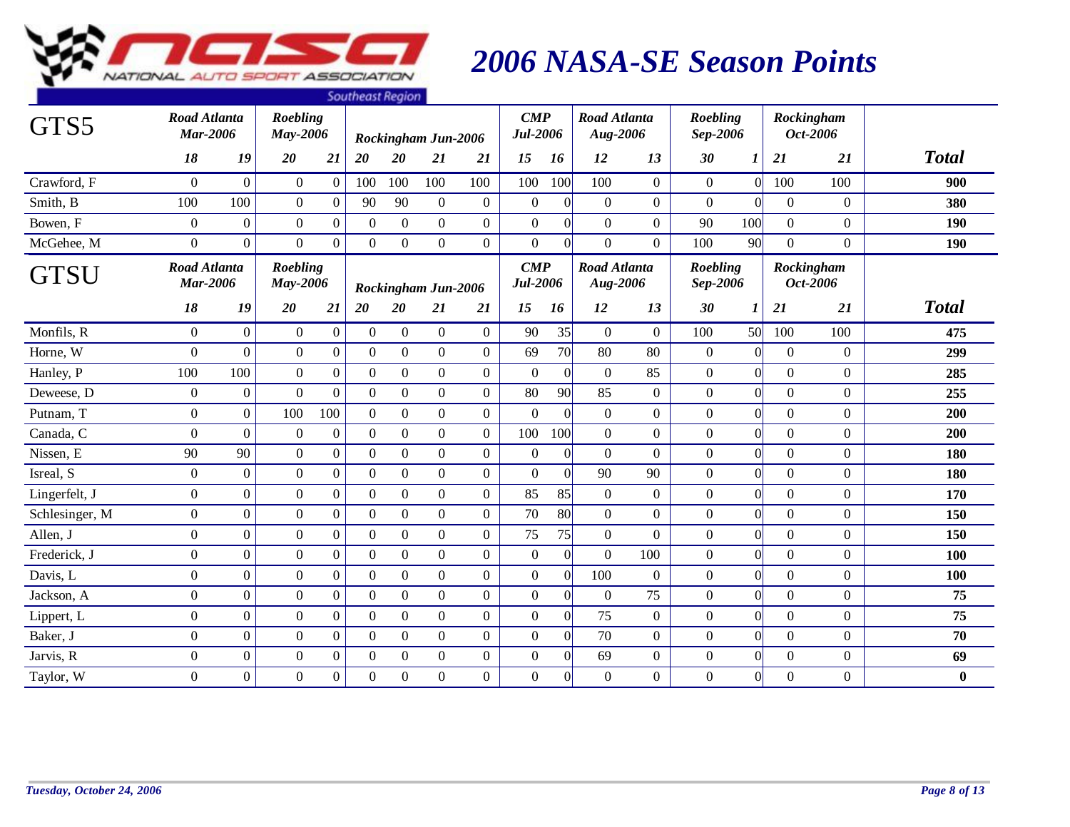# 2006 NASA-SE Season Points

| GTS5 | Road Atlanta Mar-2006 | | Roebling May-2006 | | Rockingham Jun-2006 | | | | CMP Jul-2006 | | Road Atlanta Aug-2006 | | Roebling Sep-2006 | | Rockingham Oct-2006 | | |
|---|---|---|---|---|---|---|---|---|---|---|---|---|---|---|---|---|---|
| | 18 | 19 | 20 | 21 | 20 | 20 | 21 | 21 | 15 | 16 | 12 | 13 | 30 | 1 | 21 | 21 | Total |
| Crawford, F | 0 | 0 | 0 | 0 | 100 | 100 | 100 | 100 | 100 | 100 | 100 | 0 | 0 | 0 | 100 | 100 | 900 |
| Smith, B | 100 | 100 | 0 | 0 | 90 | 90 | 0 | 0 | 0 | 0 | 0 | 0 | 0 | 0 | 0 | 0 | 380 |
| Bowen, F | 0 | 0 | 0 | 0 | 0 | 0 | 0 | 0 | 0 | 0 | 0 | 0 | 90 | 100 | 0 | 0 | 190 |
| McGehee, M | 0 | 0 | 0 | 0 | 0 | 0 | 0 | 0 | 0 | 0 | 0 | 0 | 100 | 90 | 0 | 0 | 190 |

| GTSU | Road Atlanta Mar-2006 | | Roebling May-2006 | | Rockingham Jun-2006 | | | | CMP Jul-2006 | | Road Atlanta Aug-2006 | | Roebling Sep-2006 | | Rockingham Oct-2006 | | |
|---|---|---|---|---|---|---|---|---|---|---|---|---|---|---|---|---|---|
| | 18 | 19 | 20 | 21 | 20 | 20 | 21 | 21 | 15 | 16 | 12 | 13 | 30 | 1 | 21 | 21 | Total |
| Monfils, R | 0 | 0 | 0 | 0 | 0 | 0 | 0 | 0 | 90 | 35 | 0 | 0 | 100 | 50 | 100 | 100 | 475 |
| Horne, W | 0 | 0 | 0 | 0 | 0 | 0 | 0 | 0 | 69 | 70 | 80 | 80 | 0 | 0 | 0 | 0 | 299 |
| Hanley, P | 100 | 100 | 0 | 0 | 0 | 0 | 0 | 0 | 0 | 0 | 0 | 85 | 0 | 0 | 0 | 0 | 285 |
| Deweese, D | 0 | 0 | 0 | 0 | 0 | 0 | 0 | 0 | 80 | 90 | 85 | 0 | 0 | 0 | 0 | 0 | 255 |
| Putnam, T | 0 | 0 | 100 | 100 | 0 | 0 | 0 | 0 | 0 | 0 | 0 | 0 | 0 | 0 | 0 | 0 | 200 |
| Canada, C | 0 | 0 | 0 | 0 | 0 | 0 | 0 | 0 | 100 | 100 | 0 | 0 | 0 | 0 | 0 | 0 | 200 |
| Nissen, E | 90 | 90 | 0 | 0 | 0 | 0 | 0 | 0 | 0 | 0 | 0 | 0 | 0 | 0 | 0 | 0 | 180 |
| Isreal, S | 0 | 0 | 0 | 0 | 0 | 0 | 0 | 0 | 0 | 0 | 90 | 90 | 0 | 0 | 0 | 0 | 180 |
| Lingerfelt, J | 0 | 0 | 0 | 0 | 0 | 0 | 0 | 0 | 85 | 85 | 0 | 0 | 0 | 0 | 0 | 0 | 170 |
| Schlesinger, M | 0 | 0 | 0 | 0 | 0 | 0 | 0 | 0 | 70 | 80 | 0 | 0 | 0 | 0 | 0 | 0 | 150 |
| Allen, J | 0 | 0 | 0 | 0 | 0 | 0 | 0 | 0 | 75 | 75 | 0 | 0 | 0 | 0 | 0 | 0 | 150 |
| Frederick, J | 0 | 0 | 0 | 0 | 0 | 0 | 0 | 0 | 0 | 0 | 0 | 100 | 0 | 0 | 0 | 0 | 100 |
| Davis, L | 0 | 0 | 0 | 0 | 0 | 0 | 0 | 0 | 0 | 0 | 100 | 0 | 0 | 0 | 0 | 0 | 100 |
| Jackson, A | 0 | 0 | 0 | 0 | 0 | 0 | 0 | 0 | 0 | 0 | 0 | 75 | 0 | 0 | 0 | 0 | 75 |
| Lippert, L | 0 | 0 | 0 | 0 | 0 | 0 | 0 | 0 | 0 | 0 | 75 | 0 | 0 | 0 | 0 | 0 | 75 |
| Baker, J | 0 | 0 | 0 | 0 | 0 | 0 | 0 | 0 | 0 | 0 | 70 | 0 | 0 | 0 | 0 | 0 | 70 |
| Jarvis, R | 0 | 0 | 0 | 0 | 0 | 0 | 0 | 0 | 0 | 0 | 69 | 0 | 0 | 0 | 0 | 0 | 69 |
| Taylor, W | 0 | 0 | 0 | 0 | 0 | 0 | 0 | 0 | 0 | 0 | 0 | 0 | 0 | 0 | 0 | 0 | 0 |

*Tuesday, October 24, 2006*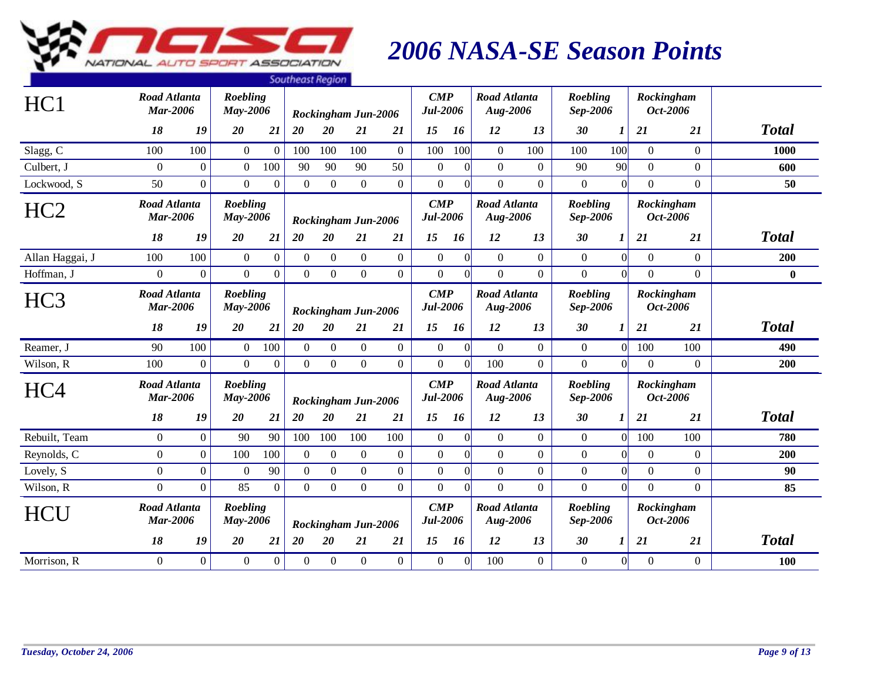# 2006 NASA-SE Season Points

## HC1

| HC1 | Road Atlanta Mar-2006 | | Roebling May-2006 | | Rockingham Jun-2006 | | | | CMP Jul-2006 | | Road Atlanta Aug-2006 | | Roebling Sep-2006 | | Rockingham Oct-2006 | | Total |
|---|---|---|---|---|---|---|---|---|---|---|---|---|---|---|---|---|---|
| | 18 | 19 | 20 | 21 | 20 | 20 | 21 | 21 | 15 | 16 | 12 | 13 | 30 | 1 | 21 | 21 | |
| Slagg, C | 100 | 100 | 0 | 0 | 100 | 100 | 100 | 0 | 100 | 100 | 0 | 100 | 100 | 100 | 0 | 0 | **1000** |
| Culbert, J | 0 | 0 | 0 | 100 | 90 | 90 | 90 | 50 | 0 | 0 | 0 | 0 | 90 | 90 | 0 | 0 | **600** |
| Lockwood, S | 50 | 0 | 0 | 0 | 0 | 0 | 0 | 0 | 0 | 0 | 0 | 0 | 0 | 0 | 0 | 0 | **50** |

## HC2

| HC2 | Road Atlanta Mar-2006 | | Roebling May-2006 | | Rockingham Jun-2006 | | | | CMP Jul-2006 | | Road Atlanta Aug-2006 | | Roebling Sep-2006 | | Rockingham Oct-2006 | | Total |
|---|---|---|---|---|---|---|---|---|---|---|---|---|---|---|---|---|---|
| | 18 | 19 | 20 | 21 | 20 | 20 | 21 | 21 | 15 | 16 | 12 | 13 | 30 | 1 | 21 | 21 | |
| Allan Haggai, J | 100 | 100 | 0 | 0 | 0 | 0 | 0 | 0 | 0 | 0 | 0 | 0 | 0 | 0 | 0 | 0 | **200** |
| Hoffman, J | 0 | 0 | 0 | 0 | 0 | 0 | 0 | 0 | 0 | 0 | 0 | 0 | 0 | 0 | 0 | 0 | **0** |

## HC3

| HC3 | Road Atlanta Mar-2006 | | Roebling May-2006 | | Rockingham Jun-2006 | | | | CMP Jul-2006 | | Road Atlanta Aug-2006 | | Roebling Sep-2006 | | Rockingham Oct-2006 | | Total |
|---|---|---|---|---|---|---|---|---|---|---|---|---|---|---|---|---|---|
| | 18 | 19 | 20 | 21 | 20 | 20 | 21 | 21 | 15 | 16 | 12 | 13 | 30 | 1 | 21 | 21 | |
| Reamer, J | 90 | 100 | 0 | 100 | 0 | 0 | 0 | 0 | 0 | 0 | 0 | 0 | 0 | 0 | 100 | 100 | **490** |
| Wilson, R | 100 | 0 | 0 | 0 | 0 | 0 | 0 | 0 | 0 | 0 | 100 | 0 | 0 | 0 | 0 | 0 | **200** |

## HC4

| HC4 | Road Atlanta Mar-2006 | | Roebling May-2006 | | Rockingham Jun-2006 | | | | CMP Jul-2006 | | Road Atlanta Aug-2006 | | Roebling Sep-2006 | | Rockingham Oct-2006 | | Total |
|---|---|---|---|---|---|---|---|---|---|---|---|---|---|---|---|---|---|
| | 18 | 19 | 20 | 21 | 20 | 20 | 21 | 21 | 15 | 16 | 12 | 13 | 30 | 1 | 21 | 21 | |
| Rebuilt, Team | 0 | 0 | 90 | 90 | 100 | 100 | 100 | 100 | 0 | 0 | 0 | 0 | 0 | 0 | 100 | 100 | **780** |
| Reynolds, C | 0 | 0 | 100 | 100 | 0 | 0 | 0 | 0 | 0 | 0 | 0 | 0 | 0 | 0 | 0 | 0 | **200** |
| Lovely, S | 0 | 0 | 0 | 90 | 0 | 0 | 0 | 0 | 0 | 0 | 0 | 0 | 0 | 0 | 0 | 0 | **90** |
| Wilson, R | 0 | 0 | 85 | 0 | 0 | 0 | 0 | 0 | 0 | 0 | 0 | 0 | 0 | 0 | 0 | 0 | **85** |

## HCU

| HCU | Road Atlanta Mar-2006 | | Roebling May-2006 | | Rockingham Jun-2006 | | | | CMP Jul-2006 | | Road Atlanta Aug-2006 | | Roebling Sep-2006 | | Rockingham Oct-2006 | | Total |
|---|---|---|---|---|---|---|---|---|---|---|---|---|---|---|---|---|---|
| | 18 | 19 | 20 | 21 | 20 | 20 | 21 | 21 | 15 | 16 | 12 | 13 | 30 | 1 | 21 | 21 | |
| Morrison, R | 0 | 0 | 0 | 0 | 0 | 0 | 0 | 0 | 0 | 0 | 100 | 0 | 0 | 0 | 0 | 0 | **100** |

*Tuesday, October 24, 2006*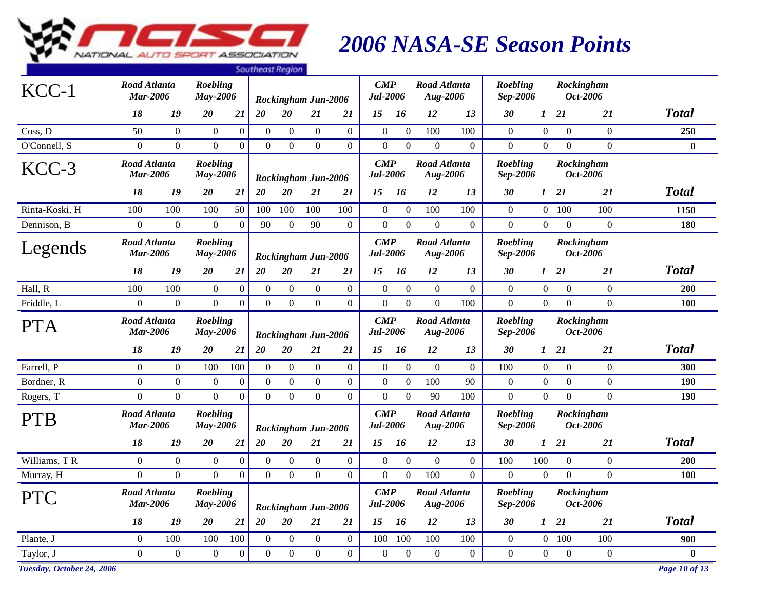# 2006 NASA-SE Season Points

NATIONAL AUTO SPORT ASSOCIATION — Southeast Region

## KCC-1

| | Road Atlanta Mar-2006 | | Roebling May-2006 | | Rockingham Jun-2006 | | | | CMP Jul-2006 | | Road Atlanta Aug-2006 | | Roebling Sep-2006 | | Rockingham Oct-2006 | | |
|---|---|---|---|---|---|---|---|---|---|---|---|---|---|---|---|---|---|
| | 18 | 19 | 20 | 21 | 20 | 20 | 21 | 21 | 15 | 16 | 12 | 13 | 30 | 1 | 21 | 21 | **Total** |
| Coss, D | 50 | 0 | 0 | 0 | 0 | 0 | 0 | 0 | 0 | 0 | 100 | 100 | 0 | 0 | 0 | 0 | **250** |
| O'Connell, S | 0 | 0 | 0 | 0 | 0 | 0 | 0 | 0 | 0 | 0 | 0 | 0 | 0 | 0 | 0 | 0 | **0** |

## KCC-3

| | Road Atlanta Mar-2006 | | Roebling May-2006 | | Rockingham Jun-2006 | | | | CMP Jul-2006 | | Road Atlanta Aug-2006 | | Roebling Sep-2006 | | Rockingham Oct-2006 | | |
|---|---|---|---|---|---|---|---|---|---|---|---|---|---|---|---|---|---|
| | 18 | 19 | 20 | 21 | 20 | 20 | 21 | 21 | 15 | 16 | 12 | 13 | 30 | 1 | 21 | 21 | **Total** |
| Rinta-Koski, H | 100 | 100 | 100 | 50 | 100 | 100 | 100 | 100 | 0 | 0 | 100 | 100 | 0 | 0 | 100 | 100 | **1150** |
| Dennison, B | 0 | 0 | 0 | 0 | 90 | 0 | 90 | 0 | 0 | 0 | 0 | 0 | 0 | 0 | 0 | 0 | **180** |

## Legends

| | Road Atlanta Mar-2006 | | Roebling May-2006 | | Rockingham Jun-2006 | | | | CMP Jul-2006 | | Road Atlanta Aug-2006 | | Roebling Sep-2006 | | Rockingham Oct-2006 | | |
|---|---|---|---|---|---|---|---|---|---|---|---|---|---|---|---|---|---|
| | 18 | 19 | 20 | 21 | 20 | 20 | 21 | 21 | 15 | 16 | 12 | 13 | 30 | 1 | 21 | 21 | **Total** |
| Hall, R | 100 | 100 | 0 | 0 | 0 | 0 | 0 | 0 | 0 | 0 | 0 | 0 | 0 | 0 | 0 | 0 | **200** |
| Friddle, L | 0 | 0 | 0 | 0 | 0 | 0 | 0 | 0 | 0 | 0 | 0 | 100 | 0 | 0 | 0 | 0 | **100** |

## PTA

| | Road Atlanta Mar-2006 | | Roebling May-2006 | | Rockingham Jun-2006 | | | | CMP Jul-2006 | | Road Atlanta Aug-2006 | | Roebling Sep-2006 | | Rockingham Oct-2006 | | |
|---|---|---|---|---|---|---|---|---|---|---|---|---|---|---|---|---|---|
| | 18 | 19 | 20 | 21 | 20 | 20 | 21 | 21 | 15 | 16 | 12 | 13 | 30 | 1 | 21 | 21 | **Total** |
| Farrell, P | 0 | 0 | 100 | 100 | 0 | 0 | 0 | 0 | 0 | 0 | 0 | 0 | 100 | 0 | 0 | 0 | **300** |
| Bordner, R | 0 | 0 | 0 | 0 | 0 | 0 | 0 | 0 | 0 | 0 | 100 | 90 | 0 | 0 | 0 | 0 | **190** |
| Rogers, T | 0 | 0 | 0 | 0 | 0 | 0 | 0 | 0 | 0 | 0 | 90 | 100 | 0 | 0 | 0 | 0 | **190** |

## PTB

| | Road Atlanta Mar-2006 | | Roebling May-2006 | | Rockingham Jun-2006 | | | | CMP Jul-2006 | | Road Atlanta Aug-2006 | | Roebling Sep-2006 | | Rockingham Oct-2006 | | |
|---|---|---|---|---|---|---|---|---|---|---|---|---|---|---|---|---|---|
| | 18 | 19 | 20 | 21 | 20 | 20 | 21 | 21 | 15 | 16 | 12 | 13 | 30 | 1 | 21 | 21 | **Total** |
| Williams, T R | 0 | 0 | 0 | 0 | 0 | 0 | 0 | 0 | 0 | 0 | 0 | 0 | 100 | 100 | 0 | 0 | **200** |
| Murray, H | 0 | 0 | 0 | 0 | 0 | 0 | 0 | 0 | 0 | 0 | 100 | 0 | 0 | 0 | 0 | 0 | **100** |

## PTC

| | Road Atlanta Mar-2006 | | Roebling May-2006 | | Rockingham Jun-2006 | | | | CMP Jul-2006 | | Road Atlanta Aug-2006 | | Roebling Sep-2006 | | Rockingham Oct-2006 | | |
|---|---|---|---|---|---|---|---|---|---|---|---|---|---|---|---|---|---|
| | 18 | 19 | 20 | 21 | 20 | 20 | 21 | 21 | 15 | 16 | 12 | 13 | 30 | 1 | 21 | 21 | **Total** |
| Plante, J | 0 | 100 | 100 | 100 | 0 | 0 | 0 | 0 | 100 | 100 | 100 | 100 | 0 | 0 | 100 | 100 | **900** |
| Taylor, J | 0 | 0 | 0 | 0 | 0 | 0 | 0 | 0 | 0 | 0 | 0 | 0 | 0 | 0 | 0 | 0 | **0** |

*Tuesday, October 24, 2006*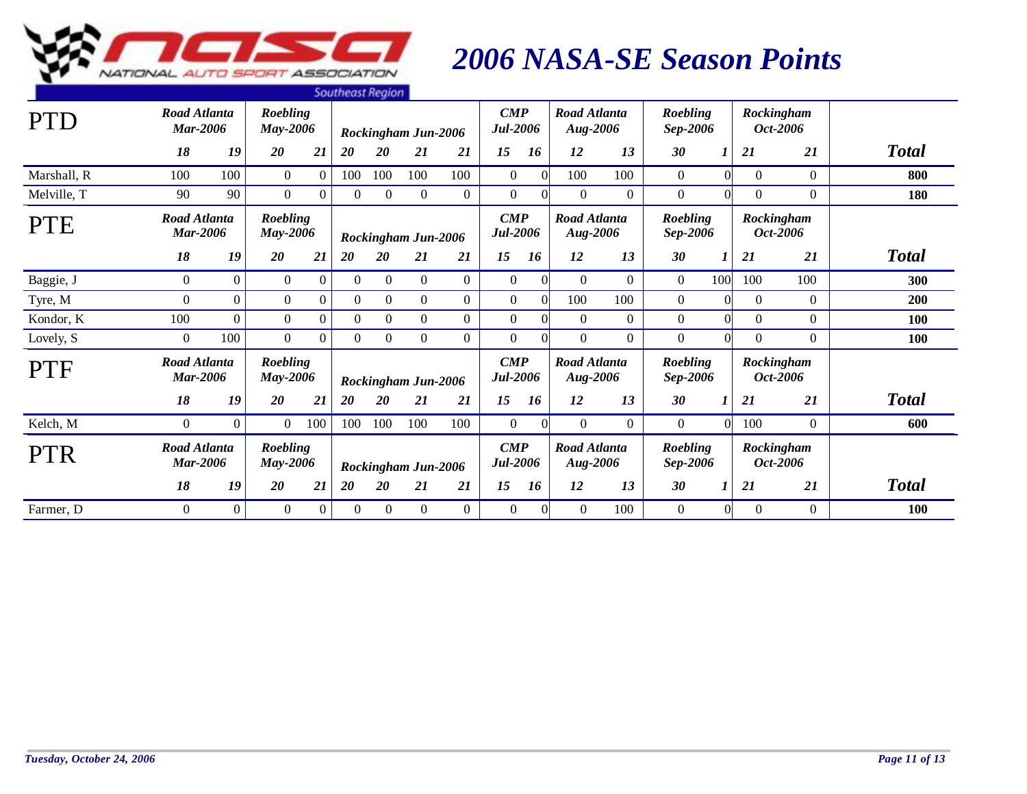# 2006 NASA-SE Season Points

| PTD | Road Atlanta Mar-2006 | | Roebling May-2006 | | Rockingham Jun-2006 | | | | CMP Jul-2006 | | Road Atlanta Aug-2006 | | Roebling Sep-2006 | | Rockingham Oct-2006 | | |
|---|---|---|---|---|---|---|---|---|---|---|---|---|---|---|---|---|---|
| | *18* | *19* | *20* | *21* | *20* | *20* | *21* | *21* | *15* | *16* | *12* | *13* | *30* | *1* | *21* | *21* | **Total** |
| Marshall, R | 100 | 100 | 0 | 0 | 100 | 100 | 100 | 100 | 0 | 0 | 100 | 100 | 0 | 0 | 0 | 0 | **800** |
| Melville, T | 90 | 90 | 0 | 0 | 0 | 0 | 0 | 0 | 0 | 0 | 0 | 0 | 0 | 0 | 0 | 0 | **180** |

| PTE | Road Atlanta Mar-2006 | | Roebling May-2006 | | Rockingham Jun-2006 | | | | CMP Jul-2006 | | Road Atlanta Aug-2006 | | Roebling Sep-2006 | | Rockingham Oct-2006 | | |
|---|---|---|---|---|---|---|---|---|---|---|---|---|---|---|---|---|---|
| | *18* | *19* | *20* | *21* | *20* | *20* | *21* | *21* | *15* | *16* | *12* | *13* | *30* | *1* | *21* | *21* | **Total** |
| Baggie, J | 0 | 0 | 0 | 0 | 0 | 0 | 0 | 0 | 0 | 0 | 0 | 0 | 0 | 100 | 100 | 100 | **300** |
| Tyre, M | 0 | 0 | 0 | 0 | 0 | 0 | 0 | 0 | 0 | 0 | 100 | 100 | 0 | 0 | 0 | 0 | **200** |
| Kondor, K | 100 | 0 | 0 | 0 | 0 | 0 | 0 | 0 | 0 | 0 | 0 | 0 | 0 | 0 | 0 | 0 | **100** |
| Lovely, S | 0 | 100 | 0 | 0 | 0 | 0 | 0 | 0 | 0 | 0 | 0 | 0 | 0 | 0 | 0 | 0 | **100** |

| PTF | Road Atlanta Mar-2006 | | Roebling May-2006 | | Rockingham Jun-2006 | | | | CMP Jul-2006 | | Road Atlanta Aug-2006 | | Roebling Sep-2006 | | Rockingham Oct-2006 | | |
|---|---|---|---|---|---|---|---|---|---|---|---|---|---|---|---|---|---|
| | *18* | *19* | *20* | *21* | *20* | *20* | *21* | *21* | *15* | *16* | *12* | *13* | *30* | *1* | *21* | *21* | **Total** |
| Kelch, M | 0 | 0 | 0 | 100 | 100 | 100 | 100 | 100 | 0 | 0 | 0 | 0 | 0 | 0 | 100 | 0 | **600** |

| PTR | Road Atlanta Mar-2006 | | Roebling May-2006 | | Rockingham Jun-2006 | | | | CMP Jul-2006 | | Road Atlanta Aug-2006 | | Roebling Sep-2006 | | Rockingham Oct-2006 | | |
|---|---|---|---|---|---|---|---|---|---|---|---|---|---|---|---|---|---|
| | *18* | *19* | *20* | *21* | *20* | *20* | *21* | *21* | *15* | *16* | *12* | *13* | *30* | *1* | *21* | *21* | **Total** |
| Farmer, D | 0 | 0 | 0 | 0 | 0 | 0 | 0 | 0 | 0 | 0 | 0 | 100 | 0 | 0 | 0 | 0 | **100** |

*Tuesday, October 24, 2006*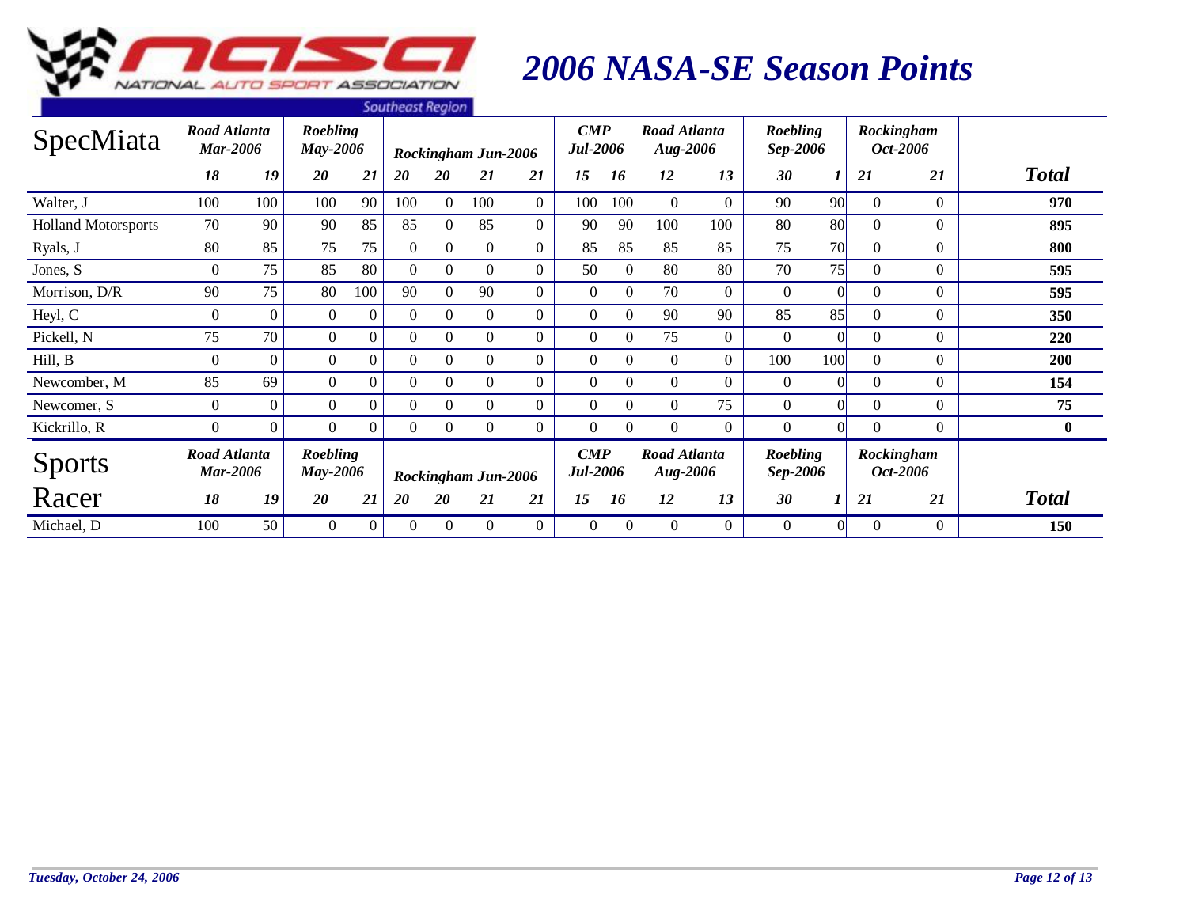# 2006 NASA-SE Season Points

| SpecMiata | Road Atlanta Mar-2006 | | Roebling May-2006 | | Rockingham Jun-2006 | | | | CMP Jul-2006 | | Road Atlanta Aug-2006 | | Roebling Sep-2006 | | Rockingham Oct-2006 | | |
|---|---|---|---|---|---|---|---|---|---|---|---|---|---|---|---|---|---|
| | 18 | 19 | 20 | 21 | 20 | 20 | 21 | 21 | 15 | 16 | 12 | 13 | 30 | 1 | 21 | 21 | **Total** |
| Walter, J | 100 | 100 | 100 | 90 | 100 | 0 | 100 | 0 | 100 | 100 | 0 | 0 | 90 | 90 | 0 | 0 | **970** |
| Holland Motorsports | 70 | 90 | 90 | 85 | 85 | 0 | 85 | 0 | 90 | 90 | 100 | 100 | 80 | 80 | 0 | 0 | **895** |
| Ryals, J | 80 | 85 | 75 | 75 | 0 | 0 | 0 | 0 | 85 | 85 | 85 | 85 | 75 | 70 | 0 | 0 | **800** |
| Jones, S | 0 | 75 | 85 | 80 | 0 | 0 | 0 | 0 | 50 | 0 | 80 | 80 | 70 | 75 | 0 | 0 | **595** |
| Morrison, D/R | 90 | 75 | 80 | 100 | 90 | 0 | 90 | 0 | 0 | 0 | 70 | 0 | 0 | 0 | 0 | 0 | **595** |
| Heyl, C | 0 | 0 | 0 | 0 | 0 | 0 | 0 | 0 | 0 | 0 | 90 | 90 | 85 | 85 | 0 | 0 | **350** |
| Pickell, N | 75 | 70 | 0 | 0 | 0 | 0 | 0 | 0 | 0 | 0 | 75 | 0 | 0 | 0 | 0 | 0 | **220** |
| Hill, B | 0 | 0 | 0 | 0 | 0 | 0 | 0 | 0 | 0 | 0 | 0 | 0 | 100 | 100 | 0 | 0 | **200** |
| Newcomber, M | 85 | 69 | 0 | 0 | 0 | 0 | 0 | 0 | 0 | 0 | 0 | 0 | 0 | 0 | 0 | 0 | **154** |
| Newcomer, S | 0 | 0 | 0 | 0 | 0 | 0 | 0 | 0 | 0 | 0 | 0 | 75 | 0 | 0 | 0 | 0 | **75** |
| Kickrillo, R | 0 | 0 | 0 | 0 | 0 | 0 | 0 | 0 | 0 | 0 | 0 | 0 | 0 | 0 | 0 | 0 | **0** |

| Sports Racer | Road Atlanta Mar-2006 | | Roebling May-2006 | | Rockingham Jun-2006 | | | | CMP Jul-2006 | | Road Atlanta Aug-2006 | | Roebling Sep-2006 | | Rockingham Oct-2006 | | |
|---|---|---|---|---|---|---|---|---|---|---|---|---|---|---|---|---|---|
| | 18 | 19 | 20 | 21 | 20 | 20 | 21 | 21 | 15 | 16 | 12 | 13 | 30 | 1 | 21 | 21 | **Total** |
| Michael, D | 100 | 50 | 0 | 0 | 0 | 0 | 0 | 0 | 0 | 0 | 0 | 0 | 0 | 0 | 0 | 0 | **150** |

*Tuesday, October 24, 2006*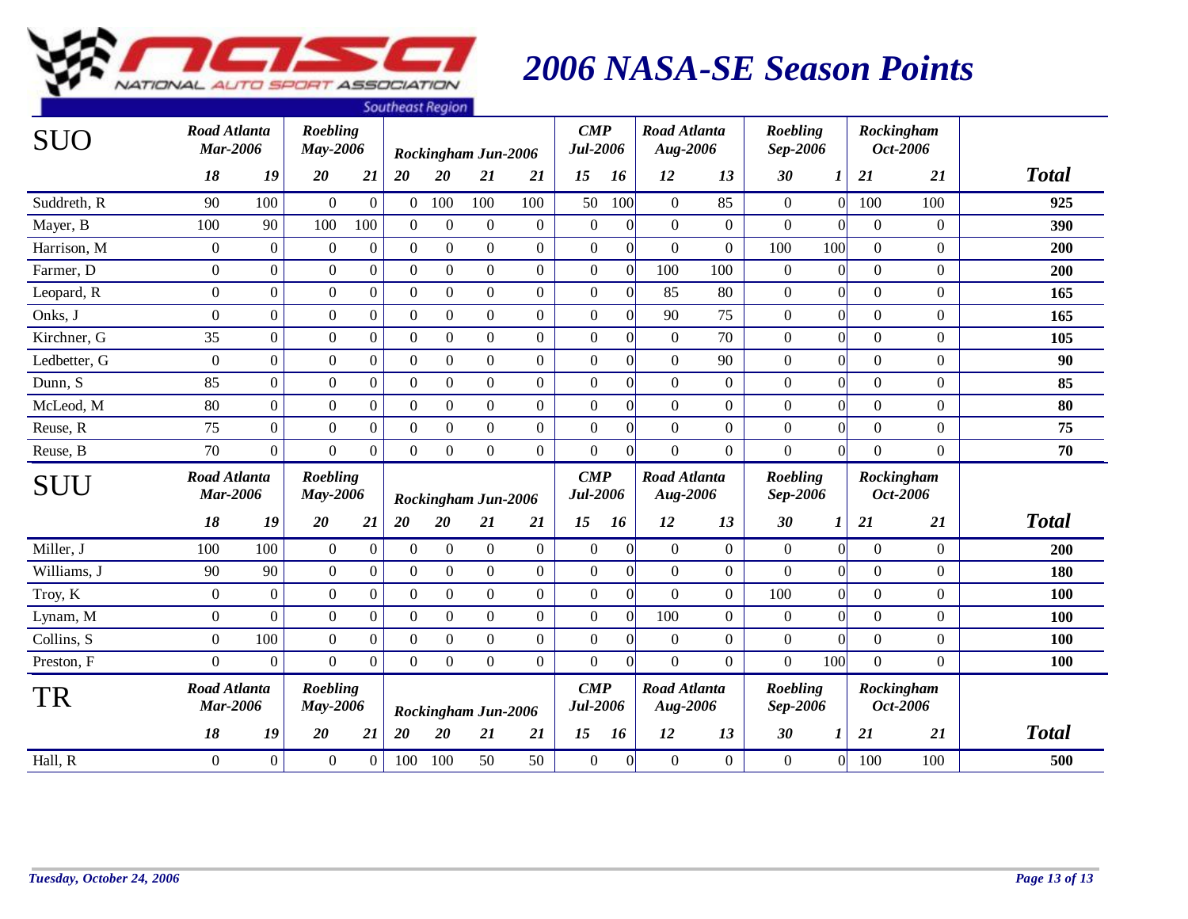## 2006 NASA-SE Season Points

| SUO | Road Atlanta Mar-2006 | | Roebling May-2006 | | Rockingham Jun-2006 | | | | CMP Jul-2006 | | Road Atlanta Aug-2006 | | Roebling Sep-2006 | | Rockingham Oct-2006 | | |
|---|---|---|---|---|---|---|---|---|---|---|---|---|---|---|---|---|---|
| | *18* | *19* | *20* | *21* | *20* | *20* | *21* | *21* | *15* | *16* | *12* | *13* | *30* | *1* | *21* | *21* | ***Total*** |
| Suddreth, R | 90 | 100 | 0 | 0 | 0 | 100 | 100 | 100 | 50 | 100 | 0 | 85 | 0 | 0 | 100 | 100 | **925** |
| Mayer, B | 100 | 90 | 100 | 100 | 0 | 0 | 0 | 0 | 0 | 0 | 0 | 0 | 0 | 0 | 0 | 0 | **390** |
| Harrison, M | 0 | 0 | 0 | 0 | 0 | 0 | 0 | 0 | 0 | 0 | 0 | 0 | 100 | 100 | 0 | 0 | **200** |
| Farmer, D | 0 | 0 | 0 | 0 | 0 | 0 | 0 | 0 | 0 | 0 | 100 | 100 | 0 | 0 | 0 | 0 | **200** |
| Leopard, R | 0 | 0 | 0 | 0 | 0 | 0 | 0 | 0 | 0 | 0 | 85 | 80 | 0 | 0 | 0 | 0 | **165** |
| Onks, J | 0 | 0 | 0 | 0 | 0 | 0 | 0 | 0 | 0 | 0 | 90 | 75 | 0 | 0 | 0 | 0 | **165** |
| Kirchner, G | 35 | 0 | 0 | 0 | 0 | 0 | 0 | 0 | 0 | 0 | 0 | 70 | 0 | 0 | 0 | 0 | **105** |
| Ledbetter, G | 0 | 0 | 0 | 0 | 0 | 0 | 0 | 0 | 0 | 0 | 0 | 90 | 0 | 0 | 0 | 0 | **90** |
| Dunn, S | 85 | 0 | 0 | 0 | 0 | 0 | 0 | 0 | 0 | 0 | 0 | 0 | 0 | 0 | 0 | 0 | **85** |
| McLeod, M | 80 | 0 | 0 | 0 | 0 | 0 | 0 | 0 | 0 | 0 | 0 | 0 | 0 | 0 | 0 | 0 | **80** |
| Reuse, R | 75 | 0 | 0 | 0 | 0 | 0 | 0 | 0 | 0 | 0 | 0 | 0 | 0 | 0 | 0 | 0 | **75** |
| Reuse, B | 70 | 0 | 0 | 0 | 0 | 0 | 0 | 0 | 0 | 0 | 0 | 0 | 0 | 0 | 0 | 0 | **70** |

| SUU | Road Atlanta Mar-2006 | | Roebling May-2006 | | Rockingham Jun-2006 | | | | CMP Jul-2006 | | Road Atlanta Aug-2006 | | Roebling Sep-2006 | | Rockingham Oct-2006 | | |
|---|---|---|---|---|---|---|---|---|---|---|---|---|---|---|---|---|---|
| | *18* | *19* | *20* | *21* | *20* | *20* | *21* | *21* | *15* | *16* | *12* | *13* | *30* | *1* | *21* | *21* | ***Total*** |
| Miller, J | 100 | 100 | 0 | 0 | 0 | 0 | 0 | 0 | 0 | 0 | 0 | 0 | 0 | 0 | 0 | 0 | **200** |
| Williams, J | 90 | 90 | 0 | 0 | 0 | 0 | 0 | 0 | 0 | 0 | 0 | 0 | 0 | 0 | 0 | 0 | **180** |
| Troy, K | 0 | 0 | 0 | 0 | 0 | 0 | 0 | 0 | 0 | 0 | 0 | 0 | 100 | 0 | 0 | 0 | **100** |
| Lynam, M | 0 | 0 | 0 | 0 | 0 | 0 | 0 | 0 | 0 | 0 | 100 | 0 | 0 | 0 | 0 | 0 | **100** |
| Collins, S | 0 | 100 | 0 | 0 | 0 | 0 | 0 | 0 | 0 | 0 | 0 | 0 | 0 | 0 | 0 | 0 | **100** |
| Preston, F | 0 | 0 | 0 | 0 | 0 | 0 | 0 | 0 | 0 | 0 | 0 | 0 | 0 | 100 | 0 | 0 | **100** |

| TR | Road Atlanta Mar-2006 | | Roebling May-2006 | | Rockingham Jun-2006 | | | | CMP Jul-2006 | | Road Atlanta Aug-2006 | | Roebling Sep-2006 | | Rockingham Oct-2006 | | |
|---|---|---|---|---|---|---|---|---|---|---|---|---|---|---|---|---|---|
| | *18* | *19* | *20* | *21* | *20* | *20* | *21* | *21* | *15* | *16* | *12* | *13* | *30* | *1* | *21* | *21* | ***Total*** |
| Hall, R | 0 | 0 | 0 | 0 | 100 | 100 | 50 | 50 | 0 | 0 | 0 | 0 | 0 | 0 | 100 | 100 | **500** |